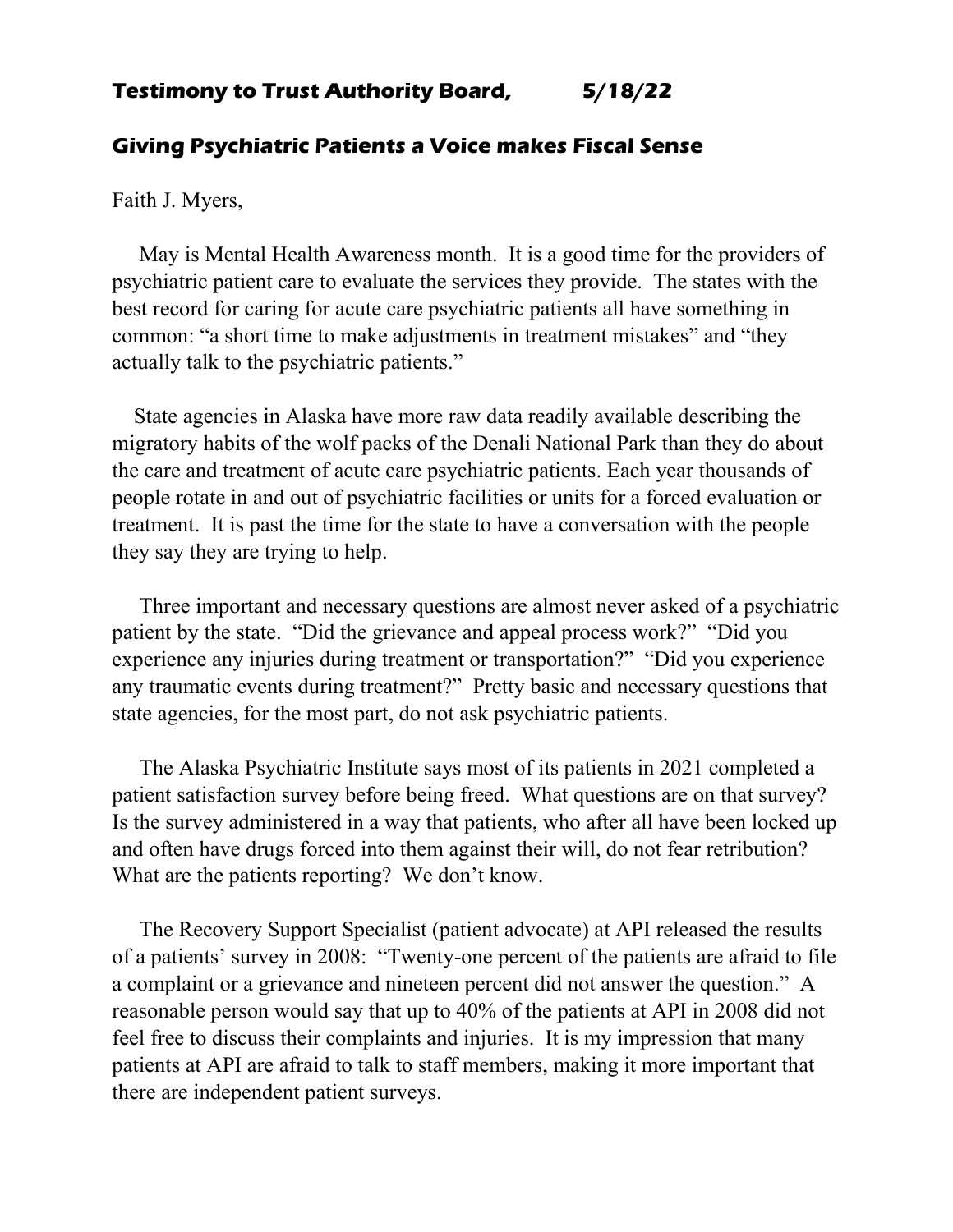## **Testimony to Trust Authority Board, 5/18/22**

## **Giving Psychiatric Patients a Voice makes Fiscal Sense**

Faith J. Myers,

May is Mental Health Awareness month. It is a good time for the providers of psychiatric patient care to evaluate the services they provide. The states with the best record for caring for acute care psychiatric patients all have something in common: "a short time to make adjustments in treatment mistakes" and "they actually talk to the psychiatric patients."

State agencies in Alaska have more raw data readily available describing the migratory habits of the wolf packs of the Denali National Park than they do about the care and treatment of acute care psychiatric patients. Each year thousands of people rotate in and out of psychiatric facilities or units for a forced evaluation or treatment. It is past the time for the state to have a conversation with the people they say they are trying to help.

Three important and necessary questions are almost never asked of a psychiatric patient by the state. "Did the grievance and appeal process work?" "Did you experience any injuries during treatment or transportation?" "Did you experience any traumatic events during treatment?" Pretty basic and necessary questions that state agencies, for the most part, do not ask psychiatric patients.

The Alaska Psychiatric Institute says most of its patients in 2021 completed a patient satisfaction survey before being freed. What questions are on that survey? Is the survey administered in a way that patients, who after all have been locked up and often have drugs forced into them against their will, do not fear retribution? What are the patients reporting? We don't know.

The Recovery Support Specialist (patient advocate) at API released the results of a patients' survey in 2008: "Twenty-one percent of the patients are afraid to file a complaint or a grievance and nineteen percent did not answer the question." A reasonable person would say that up to 40% of the patients at API in 2008 did not feel free to discuss their complaints and injuries. It is my impression that many patients at API are afraid to talk to staff members, making it more important that there are independent patient surveys.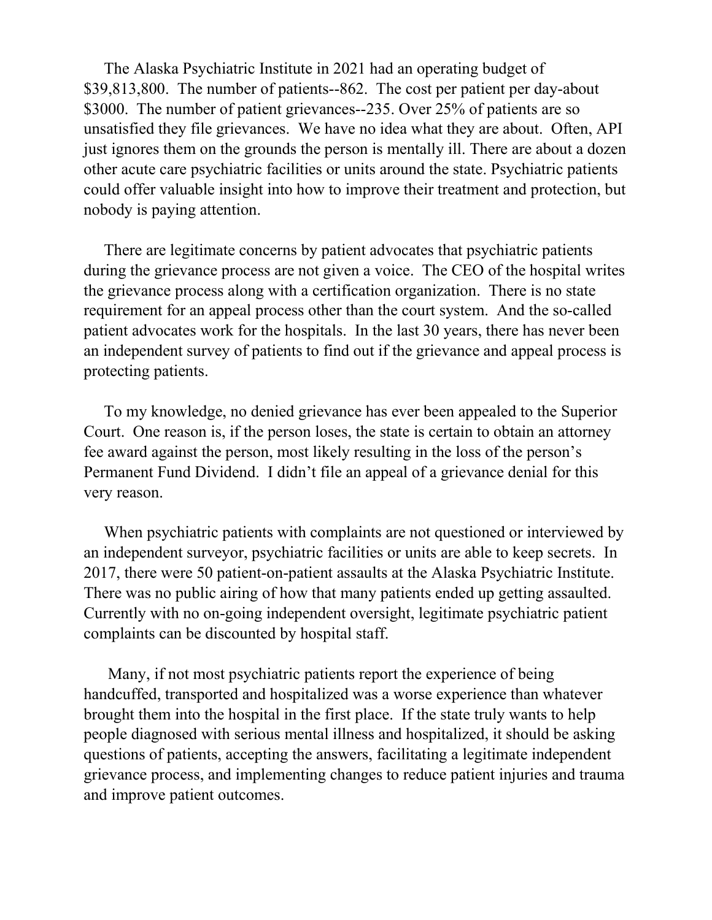The Alaska Psychiatric Institute in 2021 had an operating budget of $39,813,800. The number of patients--862. The cost per patient per day-about $3000. The number of patient grievances--235. Over 25% of patients are so unsatisfied they file grievances. We have no idea what they are about. Often, API just ignores them on the grounds the person is mentally ill. There are about a dozen other acute care psychiatric facilities or units around the state. Psychiatric patients could offer valuable insight into how to improve their treatment and protection, but nobody is paying attention.

There are legitimate concerns by patient advocates that psychiatric patients during the grievance process are not given a voice. The CEO of the hospital writes the grievance process along with a certification organization. There is no state requirement for an appeal process other than the court system. And the so-called patient advocates work for the hospitals. In the last 30 years, there has never been an independent survey of patients to find out if the grievance and appeal process is protecting patients.

To my knowledge, no denied grievance has ever been appealed to the Superior Court. One reason is, if the person loses, the state is certain to obtain an attorney fee award against the person, most likely resulting in the loss of the person's Permanent Fund Dividend. I didn't file an appeal of a grievance denial for this very reason.

When psychiatric patients with complaints are not questioned or interviewed by an independent surveyor, psychiatric facilities or units are able to keep secrets. In 2017, there were 50 patient-on-patient assaults at the Alaska Psychiatric Institute. There was no public airing of how that many patients ended up getting assaulted. Currently with no on-going independent oversight, legitimate psychiatric patient complaints can be discounted by hospital staff.

Many, if not most psychiatric patients report the experience of being handcuffed, transported and hospitalized was a worse experience than whatever brought them into the hospital in the first place. If the state truly wants to help people diagnosed with serious mental illness and hospitalized, it should be asking questions of patients, accepting the answers, facilitating a legitimate independent grievance process, and implementing changes to reduce patient injuries and trauma and improve patient outcomes.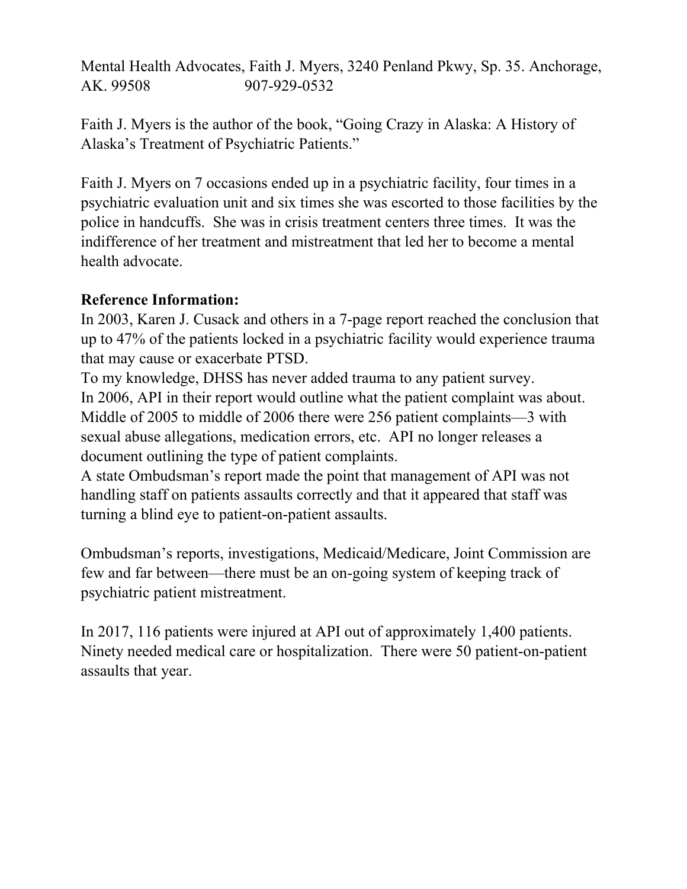Mental Health Advocates, Faith J. Myers, 3240 Penland Pkwy, Sp. 35. Anchorage, AK. 99508 907-929-0532

Faith J. Myers is the author of the book, "Going Crazy in Alaska: A History of Alaska's Treatment of Psychiatric Patients."

Faith J. Myers on 7 occasions ended up in a psychiatric facility, four times in a psychiatric evaluation unit and six times she was escorted to those facilities by the police in handcuffs. She was in crisis treatment centers three times. It was the indifference of her treatment and mistreatment that led her to become a mental health advocate.

**Reference Information:**

In 2003, Karen J. Cusack and others in a 7-page report reached the conclusion that up to 47% of the patients locked in a psychiatric facility would experience trauma that may cause or exacerbate PTSD.

To my knowledge, DHSS has never added trauma to any patient survey.

In 2006, API in their report would outline what the patient complaint was about. Middle of 2005 to middle of 2006 there were 256 patient complaints—3 with sexual abuse allegations, medication errors, etc. API no longer releases a document outlining the type of patient complaints.

A state Ombudsman's report made the point that management of API was not handling staff on patients assaults correctly and that it appeared that staff was turning a blind eye to patient-on-patient assaults.

Ombudsman's reports, investigations, Medicaid/Medicare, Joint Commission are few and far between—there must be an on-going system of keeping track of psychiatric patient mistreatment.

In 2017, 116 patients were injured at API out of approximately 1,400 patients. Ninety needed medical care or hospitalization. There were 50 patient-on-patient assaults that year.